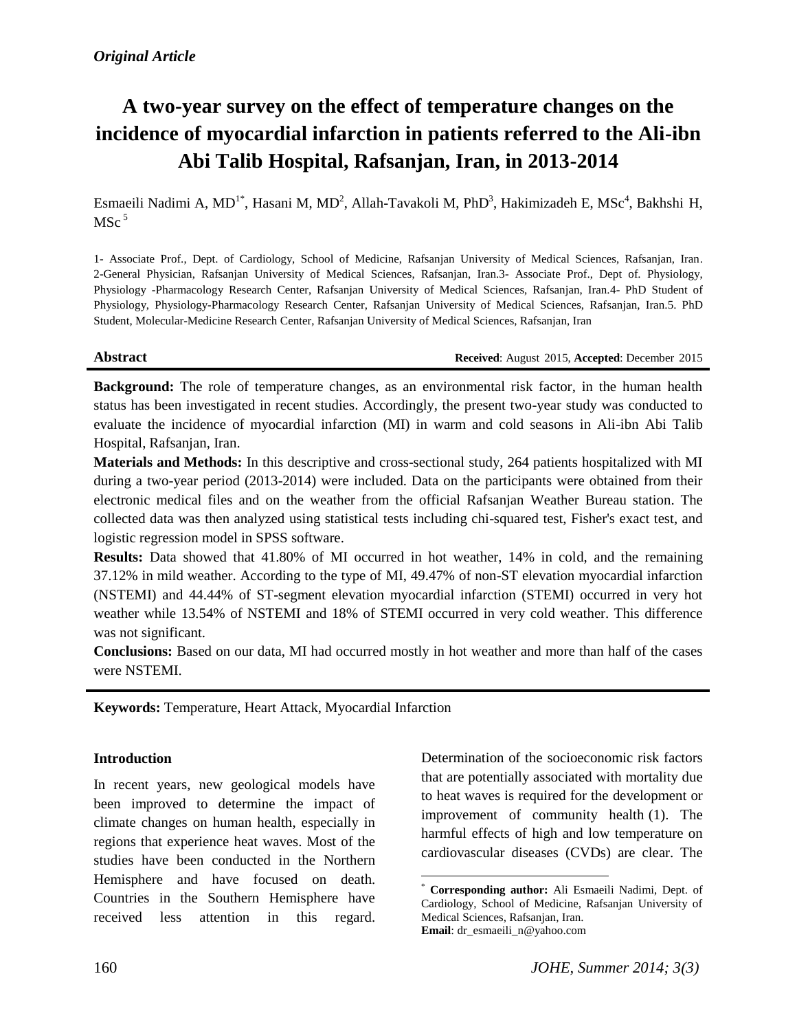*Original Article*

# A two-year survey on the effect of temperature changes on the incidence of myocardial infarction in patients referred to the Ali-ibn Abi Talib Hospital, Rafsanjan, Iran, in 2013-2014

Esmaeili Nadimi A, MD[1*], Hasani M, MD[2], Allah-Tavakoli M, PhD[3], Hakimizadeh E, MSc[4], Bakhshi H, MSc[5]

1- Associate Prof., Dept. of Cardiology, School of Medicine, Rafsanjan University of Medical Sciences, Rafsanjan, Iran. 2-General Physician, Rafsanjan University of Medical Sciences, Rafsanjan, Iran.3- Associate Prof., Dept of. Physiology, Physiology -Pharmacology Research Center, Rafsanjan University of Medical Sciences, Rafsanjan, Iran.4- PhD Student of Physiology, Physiology-Pharmacology Research Center, Rafsanjan University of Medical Sciences, Rafsanjan, Iran.5. PhD Student, Molecular-Medicine Research Center, Rafsanjan University of Medical Sciences, Rafsanjan, Iran

**Abstract** **Received**: August 2015, **Accepted**: December 2015

**Background:** The role of temperature changes, as an environmental risk factor, in the human health status has been investigated in recent studies. Accordingly, the present two-year study was conducted to evaluate the incidence of myocardial infarction (MI) in warm and cold seasons in Ali-ibn Abi Talib Hospital, Rafsanjan, Iran.

**Materials and Methods:** In this descriptive and cross-sectional study, 264 patients hospitalized with MI during a two-year period (2013-2014) were included. Data on the participants were obtained from their electronic medical files and on the weather from the official Rafsanjan Weather Bureau station. The collected data was then analyzed using statistical tests including chi-squared test, Fisher's exact test, and logistic regression model in SPSS software.

**Results:** Data showed that 41.80% of MI occurred in hot weather, 14% in cold, and the remaining 37.12% in mild weather. According to the type of MI, 49.47% of non-ST elevation myocardial infarction (NSTEMI) and 44.44% of ST-segment elevation myocardial infarction (STEMI) occurred in very hot weather while 13.54% of NSTEMI and 18% of STEMI occurred in very cold weather. This difference was not significant.

**Conclusions:** Based on our data, MI had occurred mostly in hot weather and more than half of the cases were NSTEMI.

**Keywords:** Temperature, Heart Attack, Myocardial Infarction

## Introduction

In recent years, new geological models have been improved to determine the impact of climate changes on human health, especially in regions that experience heat waves. Most of the studies have been conducted in the Northern Hemisphere and have focused on death. Countries in the Southern Hemisphere have received less attention in this regard. Determination of the socioeconomic risk factors that are potentially associated with mortality due to heat waves is required for the development or improvement of community health (1). The harmful effects of high and low temperature on cardiovascular diseases (CVDs) are clear. The

[*] **Corresponding author:** Ali Esmaeili Nadimi, Dept. of Cardiology, School of Medicine, Rafsanjan University of Medical Sciences, Rafsanjan, Iran.
**Email**: dr_esmaeili_n@yahoo.com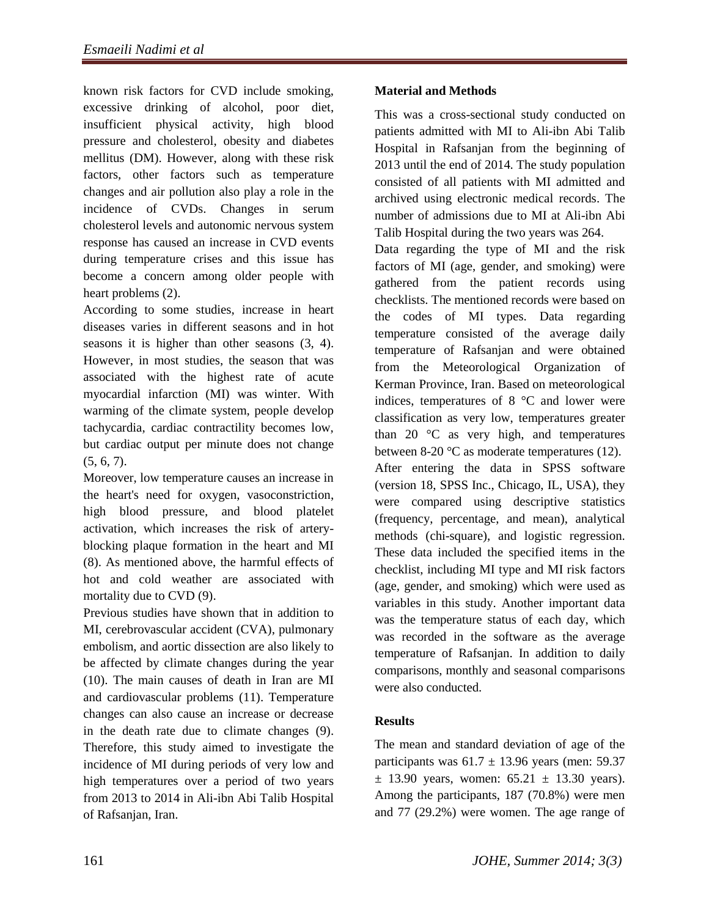known risk factors for CVD include smoking, excessive drinking of alcohol, poor diet, insufficient physical activity, high blood pressure and cholesterol, obesity and diabetes mellitus (DM). However, along with these risk factors, other factors such as temperature changes and air pollution also play a role in the incidence of CVDs. Changes in serum cholesterol levels and autonomic nervous system response has caused an increase in CVD events during temperature crises and this issue has become a concern among older people with heart problems (2).

According to some studies, increase in heart diseases varies in different seasons and in hot seasons it is higher than other seasons (3, 4). However, in most studies, the season that was associated with the highest rate of acute myocardial infarction (MI) was winter. With warming of the climate system, people develop tachycardia, cardiac contractility becomes low, but cardiac output per minute does not change (5, 6, 7).

Moreover, low temperature causes an increase in the heart's need for oxygen, vasoconstriction, high blood pressure, and blood platelet activation, which increases the risk of artery-blocking plaque formation in the heart and MI (8). As mentioned above, the harmful effects of hot and cold weather are associated with mortality due to CVD (9).

Previous studies have shown that in addition to MI, cerebrovascular accident (CVA), pulmonary embolism, and aortic dissection are also likely to be affected by climate changes during the year (10). The main causes of death in Iran are MI and cardiovascular problems (11). Temperature changes can also cause an increase or decrease in the death rate due to climate changes (9). Therefore, this study aimed to investigate the incidence of MI during periods of very low and high temperatures over a period of two years from 2013 to 2014 in Ali-ibn Abi Talib Hospital of Rafsanjan, Iran.

## Material and Methods

This was a cross-sectional study conducted on patients admitted with MI to Ali-ibn Abi Talib Hospital in Rafsanjan from the beginning of 2013 until the end of 2014. The study population consisted of all patients with MI admitted and archived using electronic medical records. The number of admissions due to MI at Ali-ibn Abi Talib Hospital during the two years was 264.

Data regarding the type of MI and the risk factors of MI (age, gender, and smoking) were gathered from the patient records using checklists. The mentioned records were based on the codes of MI types. Data regarding temperature consisted of the average daily temperature of Rafsanjan and were obtained from the Meteorological Organization of Kerman Province, Iran. Based on meteorological indices, temperatures of 8 °C and lower were classification as very low, temperatures greater than 20 °C as very high, and temperatures between 8-20 °C as moderate temperatures (12).

After entering the data in SPSS software (version 18, SPSS Inc., Chicago, IL, USA), they were compared using descriptive statistics (frequency, percentage, and mean), analytical methods (chi-square), and logistic regression. These data included the specified items in the checklist, including MI type and MI risk factors (age, gender, and smoking) which were used as variables in this study. Another important data was the temperature status of each day, which was recorded in the software as the average temperature of Rafsanjan. In addition to daily comparisons, monthly and seasonal comparisons were also conducted.

## Results

The mean and standard deviation of age of the participants was $61.7 \pm 13.96$ years (men: $59.37 \pm 13.90$ years, women: $65.21 \pm 13.30$ years). Among the participants, 187 (70.8%) were men and 77 (29.2%) were women. The age range of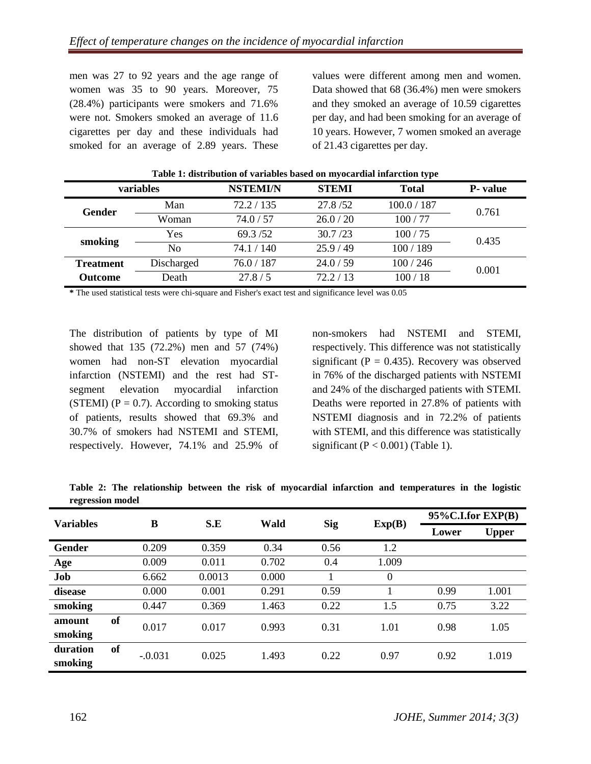men was 27 to 92 years and the age range of women was 35 to 90 years. Moreover, 75 (28.4%) participants were smokers and 71.6% were not. Smokers smoked an average of 11.6 cigarettes per day and these individuals had smoked for an average of 2.89 years. These values were different among men and women. Data showed that 68 (36.4%) men were smokers and they smoked an average of 10.59 cigarettes per day, and had been smoking for an average of 10 years. However, 7 women smoked an average of 21.43 cigarettes per day.

**Table 1: distribution of variables based on myocardial infarction type**

| variables | | NSTEMI/N | STEMI | Total | P- value |
|---|---|---|---|---|---|
| **Gender** | Man | 72.2 / 135 | 27.8 /52 | 100.0 / 187 | 0.761 |
| | Woman | 74.0 / 57 | 26.0 / 20 | 100 / 77 | |
| **smoking** | Yes | 69.3 /52 | 30.7 /23 | 100 / 75 | 0.435 |
| | No | 74.1 / 140 | 25.9 / 49 | 100 / 189 | |
| **Treatment Outcome** | Discharged | 76.0 / 187 | 24.0 / 59 | 100 / 246 | 0.001 |
| | Death | 27.8 / 5 | 72.2 / 13 | 100 / 18 | |

**\*** The used statistical tests were chi-square and Fisher's exact test and significance level was 0.05

The distribution of patients by type of MI showed that 135 (72.2%) men and 57 (74%) women had non-ST elevation myocardial infarction (NSTEMI) and the rest had ST-segment elevation myocardial infarction (STEMI) ($P = 0.7$). According to smoking status of patients, results showed that 69.3% and 30.7% of smokers had NSTEMI and STEMI, respectively. However, 74.1% and 25.9% of non-smokers had NSTEMI and STEMI, respectively. This difference was not statistically significant ($P = 0.435$). Recovery was observed in 76% of the discharged patients with NSTEMI and 24% of the discharged patients with STEMI. Deaths were reported in 27.8% of patients with NSTEMI diagnosis and in 72.2% of patients with STEMI, and this difference was statistically significant ($P < 0.001$) (Table 1).

**Table 2: The relationship between the risk of myocardial infarction and temperatures in the logistic regression model**

| Variables | B | S.E | Wald | Sig | Exp(B) | 95%C.I.for EXP(B) | |
|---|---|---|---|---|---|---|---|
| | | | | | | Lower | Upper |
| **Gender** | 0.209 | 0.359 | 0.34 | 0.56 | 1.2 | | |
| **Age** | 0.009 | 0.011 | 0.702 | 0.4 | 1.009 | | |
| **Job** | 6.662 | 0.0013 | 0.000 | 1 | 0 | | |
| **disease** | 0.000 | 0.001 | 0.291 | 0.59 | 1 | 0.99 | 1.001 |
| **smoking** | 0.447 | 0.369 | 1.463 | 0.22 | 1.5 | 0.75 | 3.22 |
| **amount of smoking** | 0.017 | 0.017 | 0.993 | 0.31 | 1.01 | 0.98 | 1.05 |
| **duration of smoking** | -.0.031 | 0.025 | 1.493 | 0.22 | 0.97 | 0.92 | 1.019 |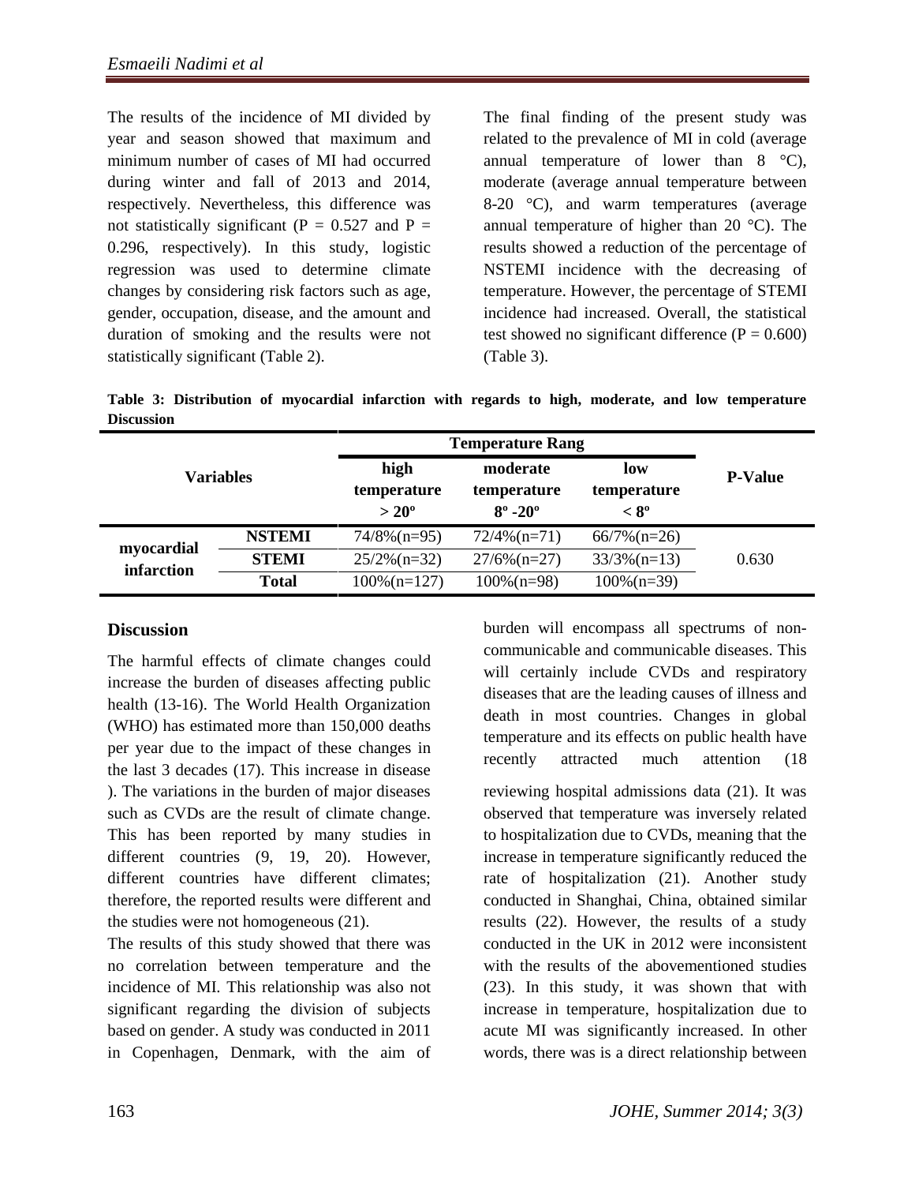The results of the incidence of MI divided by year and season showed that maximum and minimum number of cases of MI had occurred during winter and fall of 2013 and 2014, respectively. Nevertheless, this difference was not statistically significant ($P = 0.527$ and $P = 0.296$, respectively). In this study, logistic regression was used to determine climate changes by considering risk factors such as age, gender, occupation, disease, and the amount and duration of smoking and the results were not statistically significant (Table 2).

The final finding of the present study was related to the prevalence of MI in cold (average annual temperature of lower than 8 °C), moderate (average annual temperature between 8-20 °C), and warm temperatures (average annual temperature of higher than 20 °C). The results showed a reduction of the percentage of NSTEMI incidence with the decreasing of temperature. However, the percentage of STEMI incidence had increased. Overall, the statistical test showed no significant difference ($P = 0.600$) (Table 3).

**Table 3: Distribution of myocardial infarction with regards to high, moderate, and low temperature Discussion**

| Variables | | Temperature Rang | | | P-Value |
|---|---|---|---|---|---|
| | | high temperature > 20º | moderate temperature 8º -20º | low temperature < 8º | |
| myocardial infarction | NSTEMI | 74/8%(n=95) | 72/4%(n=71) | 66/7%(n=26) | 0.630 |
| | STEMI | 25/2%(n=32) | 27/6%(n=27) | 33/3%(n=13) | |
| | Total | 100%(n=127) | 100%(n=98) | 100%(n=39) | |

## Discussion

The harmful effects of climate changes could increase the burden of diseases affecting public health (13-16). The World Health Organization (WHO) has estimated more than 150,000 deaths per year due to the impact of these changes in the last 3 decades (17). This increase in disease burden will encompass all spectrums of non-communicable and communicable diseases. This will certainly include CVDs and respiratory diseases that are the leading causes of illness and death in most countries. Changes in global temperature and its effects on public health have recently attracted much attention (18 ). The variations in the burden of major diseases such as CVDs are the result of climate change. This has been reported by many studies in different countries (9, 19, 20). However, different countries have different climates; therefore, the reported results were different and the studies were not homogeneous (21).

The results of this study showed that there was no correlation between temperature and the incidence of MI. This relationship was also not significant regarding the division of subjects based on gender. A study was conducted in 2011 in Copenhagen, Denmark, with the aim of reviewing hospital admissions data (21). It was observed that temperature was inversely related to hospitalization due to CVDs, meaning that the increase in temperature significantly reduced the rate of hospitalization (21). Another study conducted in Shanghai, China, obtained similar results (22). However, the results of a study conducted in the UK in 2012 were inconsistent with the results of the abovementioned studies (23). In this study, it was shown that with increase in temperature, hospitalization due to acute MI was significantly increased. In other words, there was is a direct relationship between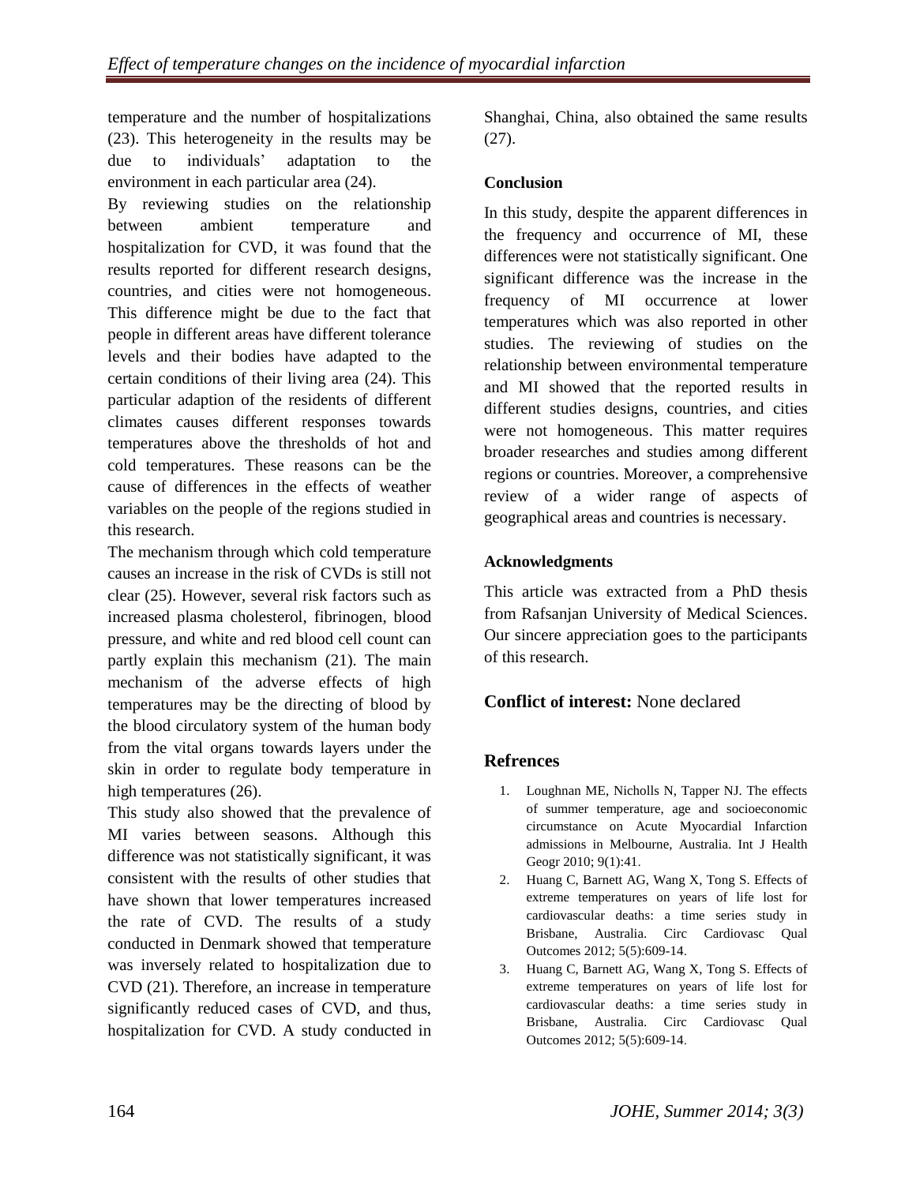temperature and the number of hospitalizations (23). This heterogeneity in the results may be due to individuals' adaptation to the environment in each particular area (24).

By reviewing studies on the relationship between ambient temperature and hospitalization for CVD, it was found that the results reported for different research designs, countries, and cities were not homogeneous. This difference might be due to the fact that people in different areas have different tolerance levels and their bodies have adapted to the certain conditions of their living area (24). This particular adaption of the residents of different climates causes different responses towards temperatures above the thresholds of hot and cold temperatures. These reasons can be the cause of differences in the effects of weather variables on the people of the regions studied in this research.

The mechanism through which cold temperature causes an increase in the risk of CVDs is still not clear (25). However, several risk factors such as increased plasma cholesterol, fibrinogen, blood pressure, and white and red blood cell count can partly explain this mechanism (21). The main mechanism of the adverse effects of high temperatures may be the directing of blood by the blood circulatory system of the human body from the vital organs towards layers under the skin in order to regulate body temperature in high temperatures (26).

This study also showed that the prevalence of MI varies between seasons. Although this difference was not statistically significant, it was consistent with the results of other studies that have shown that lower temperatures increased the rate of CVD. The results of a study conducted in Denmark showed that temperature was inversely related to hospitalization due to CVD (21). Therefore, an increase in temperature significantly reduced cases of CVD, and thus, hospitalization for CVD. A study conducted in Shanghai, China, also obtained the same results (27).

### Conclusion

In this study, despite the apparent differences in the frequency and occurrence of MI, these differences were not statistically significant. One significant difference was the increase in the frequency of MI occurrence at lower temperatures which was also reported in other studies. The reviewing of studies on the relationship between environmental temperature and MI showed that the reported results in different studies designs, countries, and cities were not homogeneous. This matter requires broader researches and studies among different regions or countries. Moreover, a comprehensive review of a wider range of aspects of geographical areas and countries is necessary.

### Acknowledgments

This article was extracted from a PhD thesis from Rafsanjan University of Medical Sciences. Our sincere appreciation goes to the participants of this research.

**Conflict of interest:** None declared

## Refrences

1. Loughnan ME, Nicholls N, Tapper NJ. The effects of summer temperature, age and socioeconomic circumstance on Acute Myocardial Infarction admissions in Melbourne, Australia. Int J Health Geogr 2010; 9(1):41.
2. Huang C, Barnett AG, Wang X, Tong S. Effects of extreme temperatures on years of life lost for cardiovascular deaths: a time series study in Brisbane, Australia. Circ Cardiovasc Qual Outcomes 2012; 5(5):609-14.
3. Huang C, Barnett AG, Wang X, Tong S. Effects of extreme temperatures on years of life lost for cardiovascular deaths: a time series study in Brisbane, Australia. Circ Cardiovasc Qual Outcomes 2012; 5(5):609-14.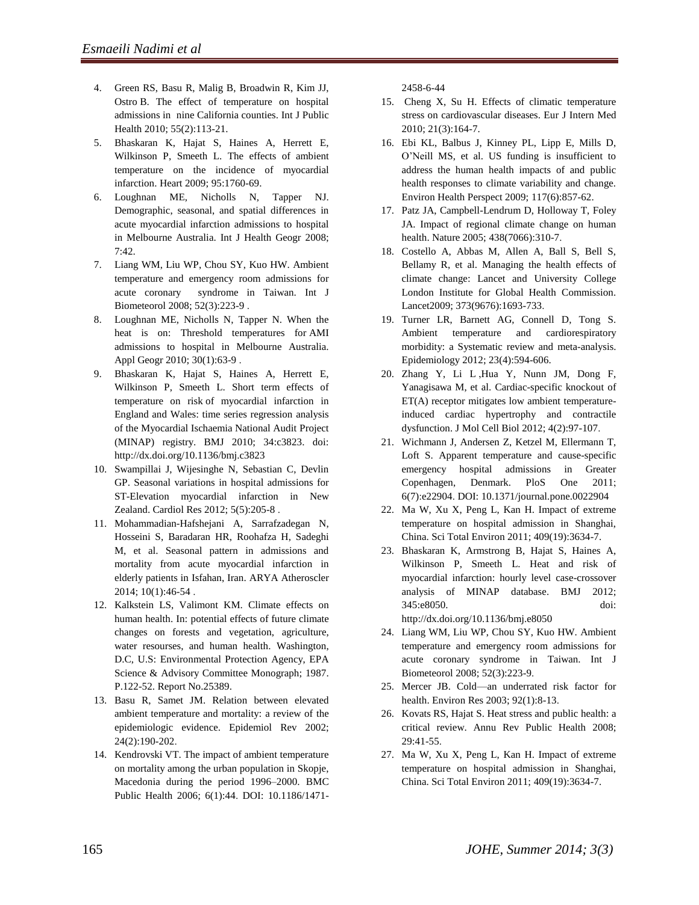4. Green RS, Basu R, Malig B, Broadwin R, Kim JJ, Ostro B. The effect of temperature on hospital admissions in nine California counties. Int J Public Health 2010; 55(2):113-21.
5. Bhaskaran K, Hajat S, Haines A, Herrett E, Wilkinson P, Smeeth L. The effects of ambient temperature on the incidence of myocardial infarction. Heart 2009; 95:1760-69.
6. Loughnan ME, Nicholls N, Tapper NJ. Demographic, seasonal, and spatial differences in acute myocardial infarction admissions to hospital in Melbourne Australia. Int J Health Geogr 2008; 7:42.
7. Liang WM, Liu WP, Chou SY, Kuo HW. Ambient temperature and emergency room admissions for acute coronary syndrome in Taiwan. Int J Biometeorol 2008; 52(3):223-9 .
8. Loughnan ME, Nicholls N, Tapper N. When the heat is on: Threshold temperatures for AMI admissions to hospital in Melbourne Australia. Appl Geogr 2010; 30(1):63-9 .
9. Bhaskaran K, Hajat S, Haines A, Herrett E, Wilkinson P, Smeeth L. Short term effects of temperature on risk of myocardial infarction in England and Wales: time series regression analysis of the Myocardial Ischaemia National Audit Project (MINAP) registry. BMJ 2010; 34:c3823. doi: http://dx.doi.org/10.1136/bmj.c3823
10. Swampillai J, Wijesinghe N, Sebastian C, Devlin GP. Seasonal variations in hospital admissions for ST-Elevation myocardial infarction in New Zealand. Cardiol Res 2012; 5(5):205-8 .
11. Mohammadian-Hafshejani A, Sarrafzadegan N, Hosseini S, Baradaran HR, Roohafza H, Sadeghi M, et al. Seasonal pattern in admissions and mortality from acute myocardial infarction in elderly patients in Isfahan, Iran. ARYA Atheroscler 2014; 10(1):46-54 .
12. Kalkstein LS, Valimont KM. Climate effects on human health. In: potential effects of future climate changes on forests and vegetation, agriculture, water resourses, and human health. Washington, D.C, U.S: Environmental Protection Agency, EPA Science & Advisory Committee Monograph; 1987. P.122-52. Report No.25389.
13. Basu R, Samet JM. Relation between elevated ambient temperature and mortality: a review of the epidemiologic evidence. Epidemiol Rev 2002; 24(2):190-202.
14. Kendrovski VT. The impact of ambient temperature on mortality among the urban population in Skopje, Macedonia during the period 1996–2000. BMC Public Health 2006; 6(1):44. DOI: 10.1186/1471-2458-6-44
15. Cheng X, Su H. Effects of climatic temperature stress on cardiovascular diseases. Eur J Intern Med 2010; 21(3):164-7.
16. Ebi KL, Balbus J, Kinney PL, Lipp E, Mills D, O'Neill MS, et al. US funding is insufficient to address the human health impacts of and public health responses to climate variability and change. Environ Health Perspect 2009; 117(6):857-62.
17. Patz JA, Campbell-Lendrum D, Holloway T, Foley JA. Impact of regional climate change on human health. Nature 2005; 438(7066):310-7.
18. Costello A, Abbas M, Allen A, Ball S, Bell S, Bellamy R, et al. Managing the health effects of climate change: Lancet and University College London Institute for Global Health Commission. Lancet2009; 373(9676):1693-733.
19. Turner LR, Barnett AG, Connell D, Tong S. Ambient temperature and cardiorespiratory morbidity: a Systematic review and meta-analysis. Epidemiology 2012; 23(4):594-606.
20. Zhang Y, Li L ,Hua Y, Nunn JM, Dong F, Yanagisawa M, et al. Cardiac-specific knockout of ET(A) receptor mitigates low ambient temperature-induced cardiac hypertrophy and contractile dysfunction. J Mol Cell Biol 2012; 4(2):97-107.
21. Wichmann J, Andersen Z, Ketzel M, Ellermann T, Loft S. Apparent temperature and cause-specific emergency hospital admissions in Greater Copenhagen, Denmark. PloS One 2011; 6(7):e22904. DOI: 10.1371/journal.pone.0022904
22. Ma W, Xu X, Peng L, Kan H. Impact of extreme temperature on hospital admission in Shanghai, China. Sci Total Environ 2011; 409(19):3634-7.
23. Bhaskaran K, Armstrong B, Hajat S, Haines A, Wilkinson P, Smeeth L. Heat and risk of myocardial infarction: hourly level case-crossover analysis of MINAP database. BMJ 2012; 345:e8050. doi: http://dx.doi.org/10.1136/bmj.e8050
24. Liang WM, Liu WP, Chou SY, Kuo HW. Ambient temperature and emergency room admissions for acute coronary syndrome in Taiwan. Int J Biometeorol 2008; 52(3):223-9.
25. Mercer JB. Cold—an underrated risk factor for health. Environ Res 2003; 92(1):8-13.
26. Kovats RS, Hajat S. Heat stress and public health: a critical review. Annu Rev Public Health 2008; 29:41-55.
27. Ma W, Xu X, Peng L, Kan H. Impact of extreme temperature on hospital admission in Shanghai, China. Sci Total Environ 2011; 409(19):3634-7.